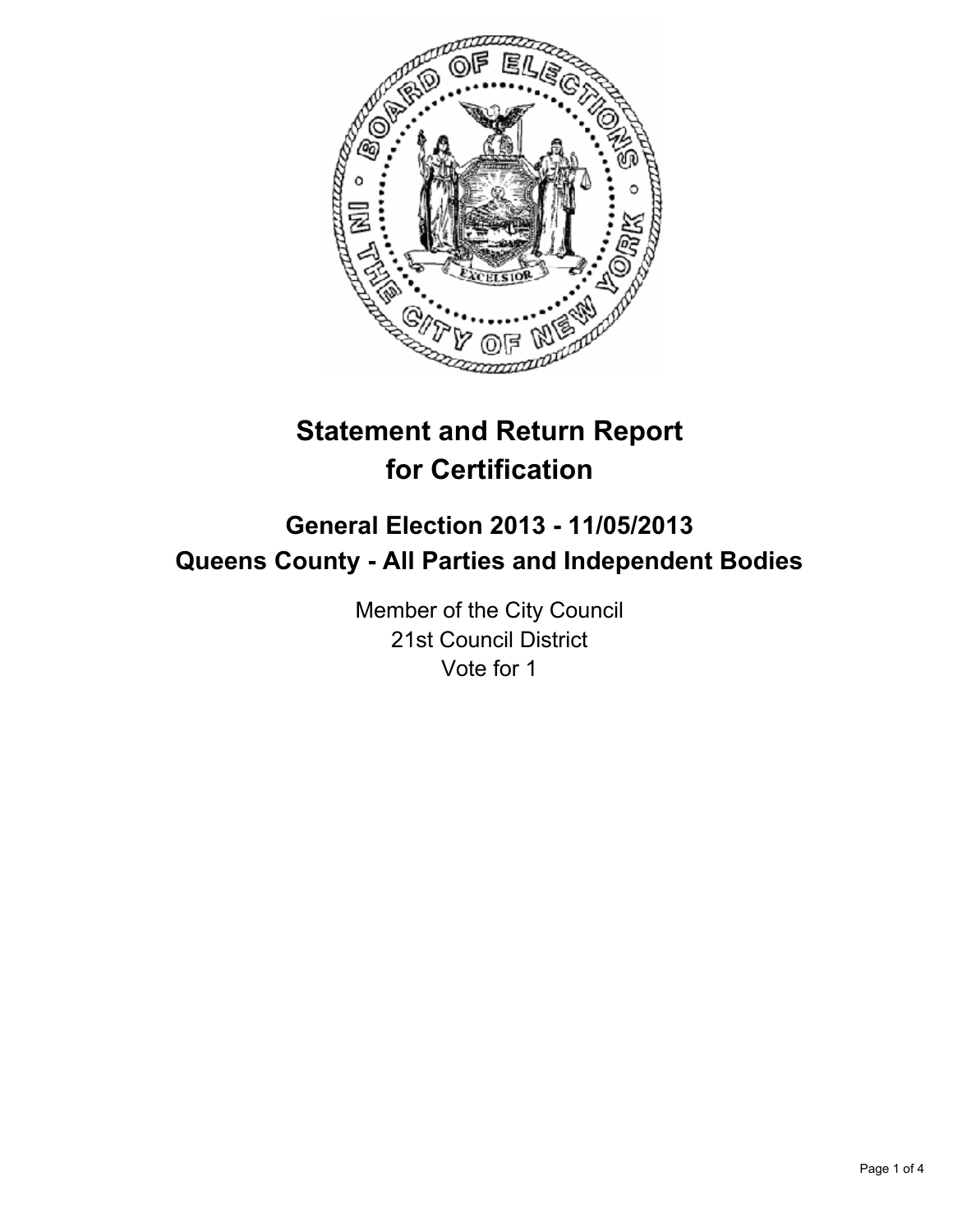# Statement and Return Report for Certification

## General Election 2013 - 11/05/2013
## Queens County - All Parties and Independent Bodies

Member of the City Council
21st Council District
Vote for 1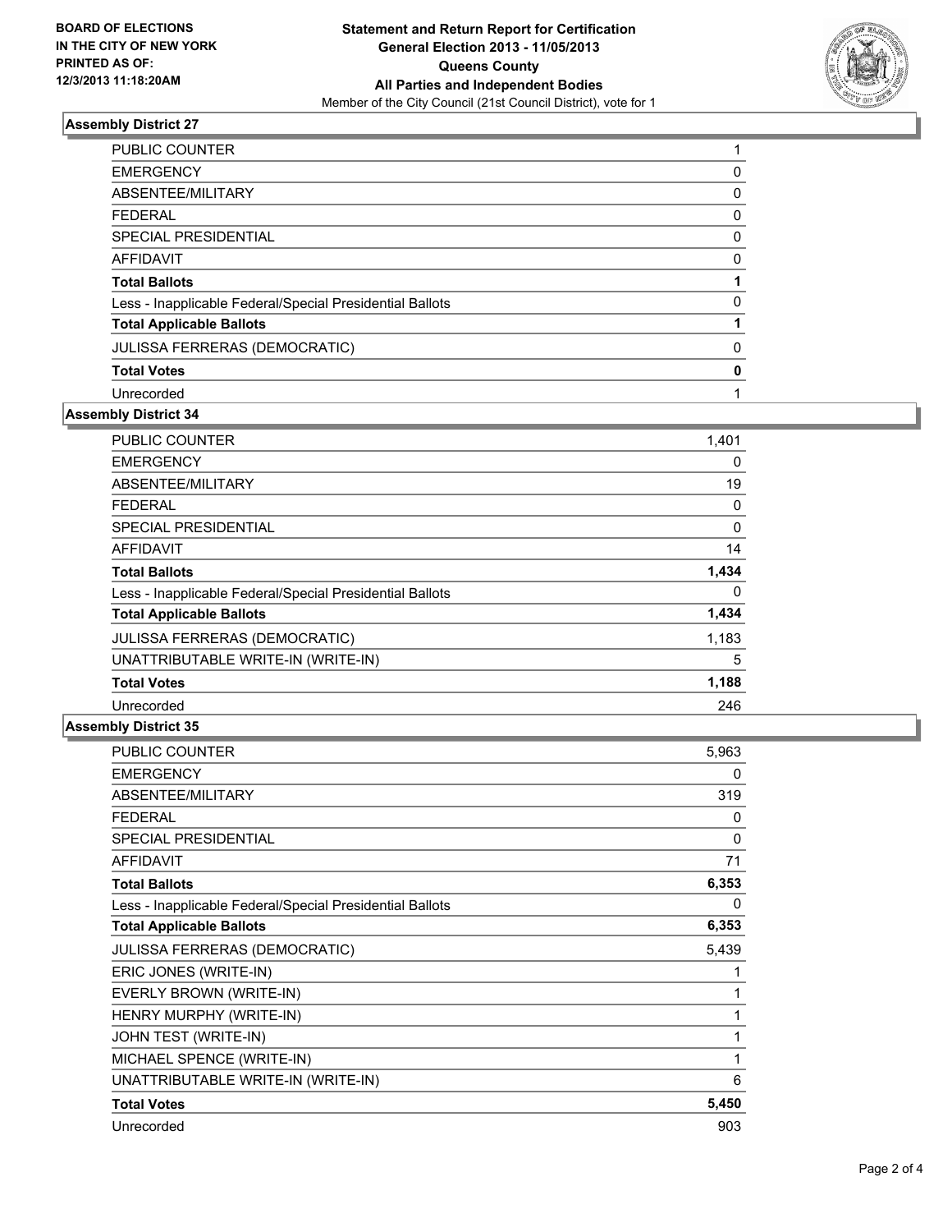BOARD OF ELECTIONS
IN THE CITY OF NEW YORK
PRINTED AS OF:
12/3/2013 11:18:20AM

**Statement and Return Report for Certification**
**General Election 2013 - 11/05/2013**
**Queens County**
**All Parties and Independent Bodies**
Member of the City Council (21st Council District), vote for 1

### Assembly District 27

| | |
|---|---|
| PUBLIC COUNTER | 1 |
| EMERGENCY | 0 |
| ABSENTEE/MILITARY | 0 |
| FEDERAL | 0 |
| SPECIAL PRESIDENTIAL | 0 |
| AFFIDAVIT | 0 |
| **Total Ballots** | **1** |
| Less - Inapplicable Federal/Special Presidential Ballots | 0 |
| **Total Applicable Ballots** | **1** |
| JULISSA FERRERAS (DEMOCRATIC) | 0 |
| **Total Votes** | **0** |
| Unrecorded | 1 |

### Assembly District 34

| | |
|---|---|
| PUBLIC COUNTER | 1,401 |
| EMERGENCY | 0 |
| ABSENTEE/MILITARY | 19 |
| FEDERAL | 0 |
| SPECIAL PRESIDENTIAL | 0 |
| AFFIDAVIT | 14 |
| **Total Ballots** | **1,434** |
| Less - Inapplicable Federal/Special Presidential Ballots | 0 |
| **Total Applicable Ballots** | **1,434** |
| JULISSA FERRERAS (DEMOCRATIC) | 1,183 |
| UNATTRIBUTABLE WRITE-IN (WRITE-IN) | 5 |
| **Total Votes** | **1,188** |
| Unrecorded | 246 |

### Assembly District 35

| | |
|---|---|
| PUBLIC COUNTER | 5,963 |
| EMERGENCY | 0 |
| ABSENTEE/MILITARY | 319 |
| FEDERAL | 0 |
| SPECIAL PRESIDENTIAL | 0 |
| AFFIDAVIT | 71 |
| **Total Ballots** | **6,353** |
| Less - Inapplicable Federal/Special Presidential Ballots | 0 |
| **Total Applicable Ballots** | **6,353** |
| JULISSA FERRERAS (DEMOCRATIC) | 5,439 |
| ERIC JONES (WRITE-IN) | 1 |
| EVERLY BROWN (WRITE-IN) | 1 |
| HENRY MURPHY (WRITE-IN) | 1 |
| JOHN TEST (WRITE-IN) | 1 |
| MICHAEL SPENCE (WRITE-IN) | 1 |
| UNATTRIBUTABLE WRITE-IN (WRITE-IN) | 6 |
| **Total Votes** | **5,450** |
| Unrecorded | 903 |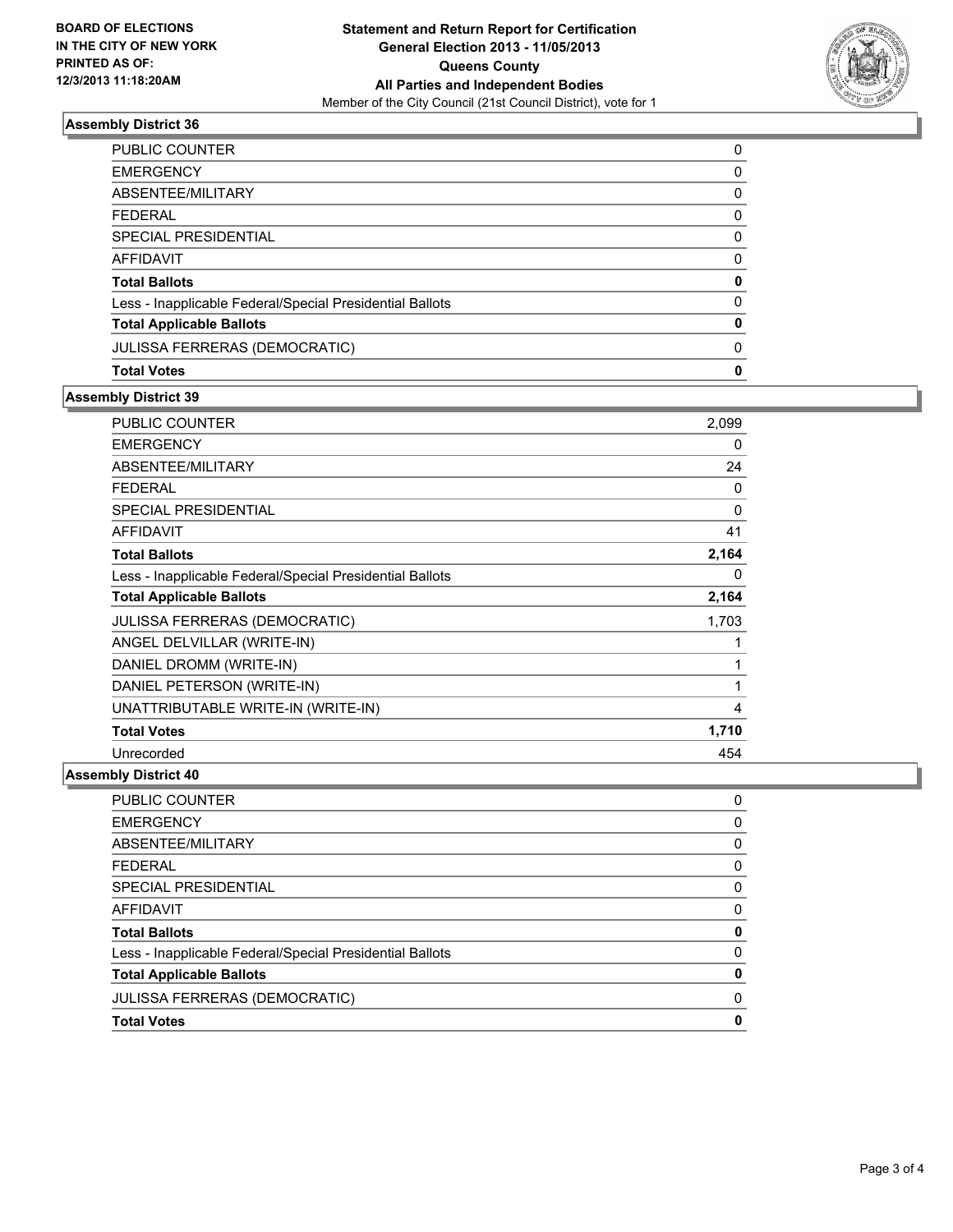**BOARD OF ELECTIONS IN THE CITY OF NEW YORK PRINTED AS OF: 12/3/2013 11:18:20AM**

**Statement and Return Report for Certification General Election 2013 - 11/05/2013 Queens County All Parties and Independent Bodies**

Member of the City Council (21st Council District), vote for 1

### Assembly District 36

| | |
|---|---|
| PUBLIC COUNTER | 0 |
| EMERGENCY | 0 |
| ABSENTEE/MILITARY | 0 |
| FEDERAL | 0 |
| SPECIAL PRESIDENTIAL | 0 |
| AFFIDAVIT | 0 |
| **Total Ballots** | **0** |
| Less - Inapplicable Federal/Special Presidential Ballots | 0 |
| **Total Applicable Ballots** | **0** |
| JULISSA FERRERAS (DEMOCRATIC) | 0 |
| **Total Votes** | **0** |

### Assembly District 39

| | |
|---|---|
| PUBLIC COUNTER | 2,099 |
| EMERGENCY | 0 |
| ABSENTEE/MILITARY | 24 |
| FEDERAL | 0 |
| SPECIAL PRESIDENTIAL | 0 |
| AFFIDAVIT | 41 |
| **Total Ballots** | **2,164** |
| Less - Inapplicable Federal/Special Presidential Ballots | 0 |
| **Total Applicable Ballots** | **2,164** |
| JULISSA FERRERAS (DEMOCRATIC) | 1,703 |
| ANGEL DELVILLAR (WRITE-IN) | 1 |
| DANIEL DROMM (WRITE-IN) | 1 |
| DANIEL PETERSON (WRITE-IN) | 1 |
| UNATTRIBUTABLE WRITE-IN (WRITE-IN) | 4 |
| **Total Votes** | **1,710** |
| Unrecorded | 454 |

### Assembly District 40

| | |
|---|---|
| PUBLIC COUNTER | 0 |
| EMERGENCY | 0 |
| ABSENTEE/MILITARY | 0 |
| FEDERAL | 0 |
| SPECIAL PRESIDENTIAL | 0 |
| AFFIDAVIT | 0 |
| **Total Ballots** | **0** |
| Less - Inapplicable Federal/Special Presidential Ballots | 0 |
| **Total Applicable Ballots** | **0** |
| JULISSA FERRERAS (DEMOCRATIC) | 0 |
| **Total Votes** | **0** |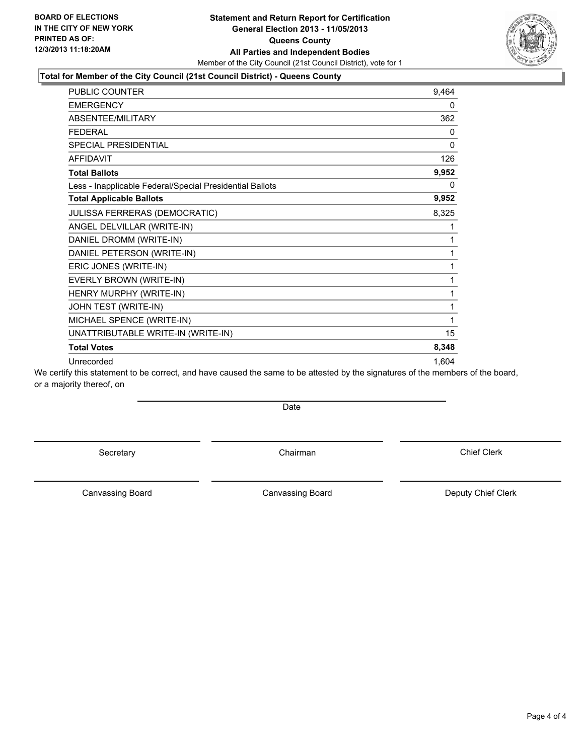**BOARD OF ELECTIONS IN THE CITY OF NEW YORK PRINTED AS OF: 12/3/2013 11:18:20AM**

**Statement and Return Report for Certification**
**General Election 2013 - 11/05/2013**
**Queens County**
**All Parties and Independent Bodies**
Member of the City Council (21st Council District), vote for 1

### Total for Member of the City Council (21st Council District) - Queens County

| | |
|---|---|
| PUBLIC COUNTER | 9,464 |
| EMERGENCY | 0 |
| ABSENTEE/MILITARY | 362 |
| FEDERAL | 0 |
| SPECIAL PRESIDENTIAL | 0 |
| AFFIDAVIT | 126 |
| **Total Ballots** | **9,952** |
| Less - Inapplicable Federal/Special Presidential Ballots | 0 |
| **Total Applicable Ballots** | **9,952** |
| JULISSA FERRERAS (DEMOCRATIC) | 8,325 |
| ANGEL DELVILLAR (WRITE-IN) | 1 |
| DANIEL DROMM (WRITE-IN) | 1 |
| DANIEL PETERSON (WRITE-IN) | 1 |
| ERIC JONES (WRITE-IN) | 1 |
| EVERLY BROWN (WRITE-IN) | 1 |
| HENRY MURPHY (WRITE-IN) | 1 |
| JOHN TEST (WRITE-IN) | 1 |
| MICHAEL SPENCE (WRITE-IN) | 1 |
| UNATTRIBUTABLE WRITE-IN (WRITE-IN) | 15 |
| **Total Votes** | **8,348** |
| Unrecorded | 1,604 |

We certify this statement to be correct, and have caused the same to be attested by the signatures of the members of the board, or a majority thereof, on

Date

Secretary | Chairman | Chief Clerk

Canvassing Board | Canvassing Board | Deputy Chief Clerk